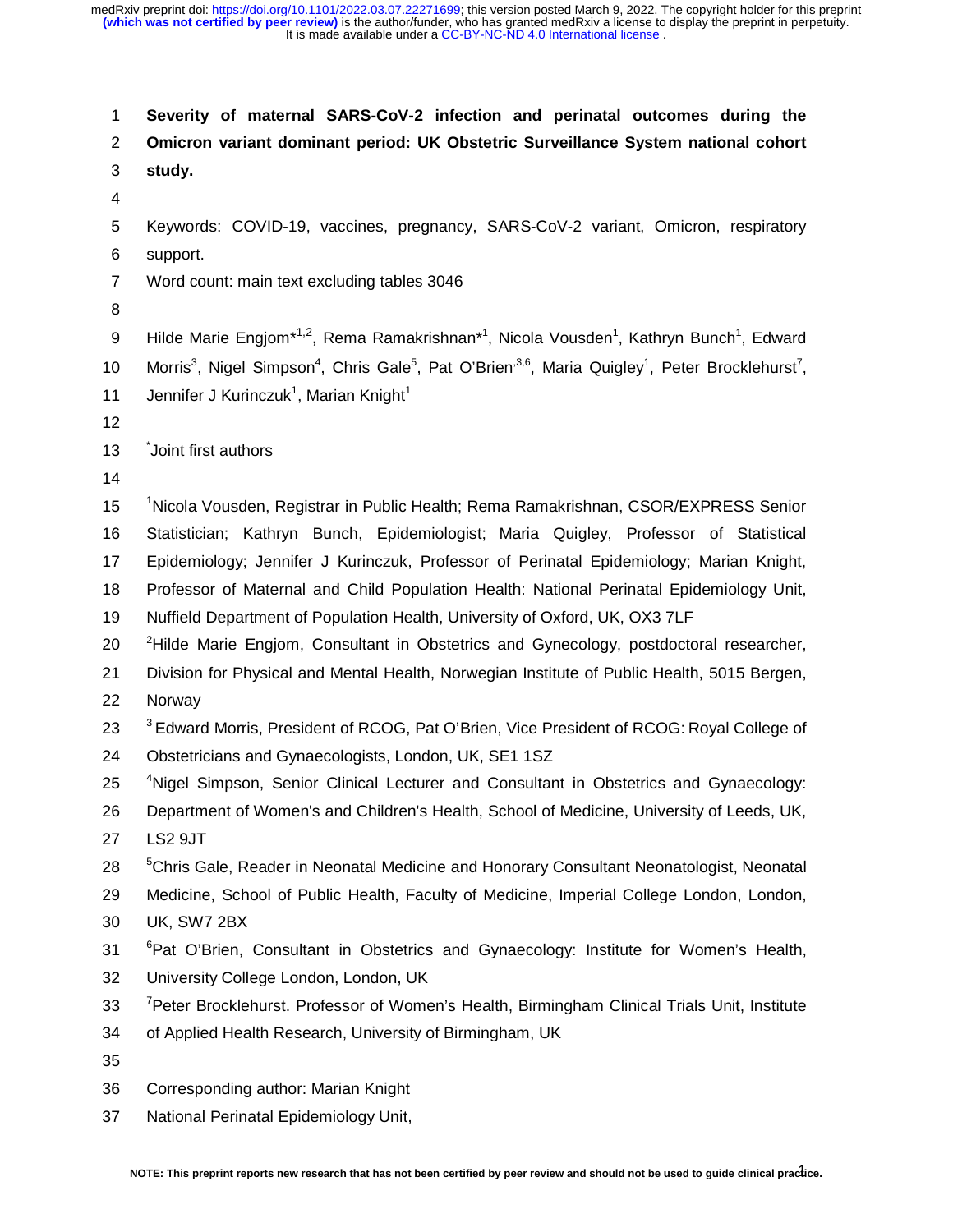# Severity of maternal SARS-CoV-2 infection and perinatal outcomes during the Omicron variant dominant period: UK Obstetric Surveillance System national cohort study.

Keywords: COVID-19, vaccines, pregnancy, SARS-CoV-2 variant, Omicron, respiratory support.

Word count: main text excluding tables 3046

Hilde Marie Engjom*[1,2], Rema Ramakrishnan*[1], Nicola Vousden[1], Kathryn Bunch[1], Edward Morris[3], Nigel Simpson[4], Chris Gale[5], Pat O'Brien[3,6], Maria Quigley[1], Peter Brocklehurst[7], Jennifer J Kurinczuk[1], Marian Knight[1]

*Joint first authors

[1]Nicola Vousden, Registrar in Public Health; Rema Ramakrishnan, CSOR/EXPRESS Senior Statistician; Kathryn Bunch, Epidemiologist; Maria Quigley, Professor of Statistical Epidemiology; Jennifer J Kurinczuk, Professor of Perinatal Epidemiology; Marian Knight, Professor of Maternal and Child Population Health: National Perinatal Epidemiology Unit, Nuffield Department of Population Health, University of Oxford, UK, OX3 7LF

[2]Hilde Marie Engjom, Consultant in Obstetrics and Gynecology, postdoctoral researcher, Division for Physical and Mental Health, Norwegian Institute of Public Health, 5015 Bergen, Norway

[3] Edward Morris, President of RCOG, Pat O'Brien, Vice President of RCOG: Royal College of Obstetricians and Gynaecologists, London, UK, SE1 1SZ

[4]Nigel Simpson, Senior Clinical Lecturer and Consultant in Obstetrics and Gynaecology: Department of Women's and Children's Health, School of Medicine, University of Leeds, UK, LS2 9JT

[5]Chris Gale, Reader in Neonatal Medicine and Honorary Consultant Neonatologist, Neonatal Medicine, School of Public Health, Faculty of Medicine, Imperial College London, London, UK, SW7 2BX

[6]Pat O'Brien, Consultant in Obstetrics and Gynaecology: Institute for Women's Health, University College London, London, UK

[7]Peter Brocklehurst. Professor of Women's Health, Birmingham Clinical Trials Unit, Institute of Applied Health Research, University of Birmingham, UK

Corresponding author: Marian Knight

National Perinatal Epidemiology Unit,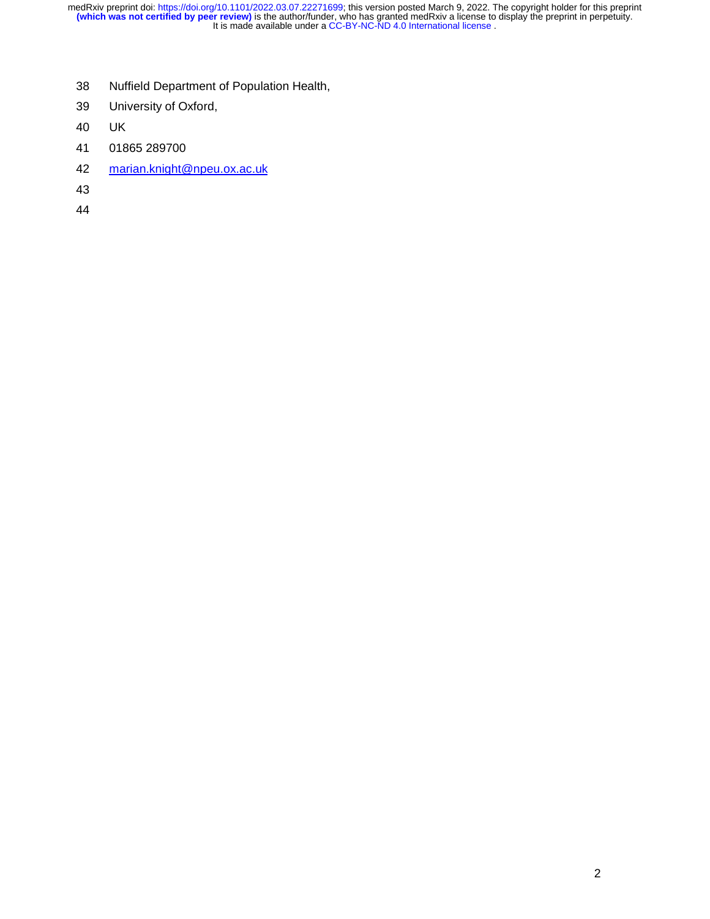Nuffield Department of Population Health,

University of Oxford,

UK

01865 289700

marian.knight@npeu.ox.ac.uk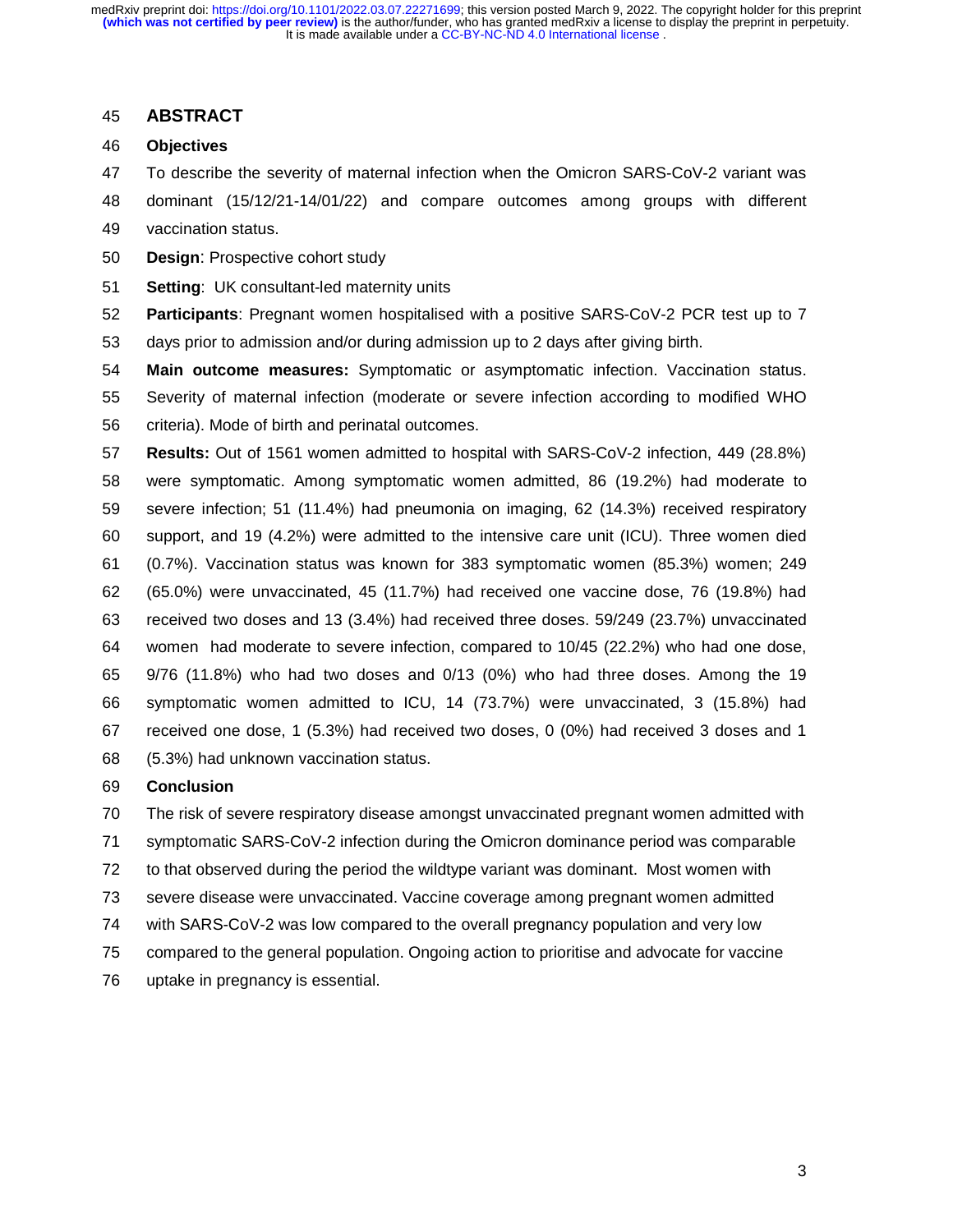## ABSTRACT

### Objectives

To describe the severity of maternal infection when the Omicron SARS-CoV-2 variant was dominant (15/12/21-14/01/22) and compare outcomes among groups with different vaccination status.

**Design**: Prospective cohort study

**Setting**: UK consultant-led maternity units

**Participants**: Pregnant women hospitalised with a positive SARS-CoV-2 PCR test up to 7 days prior to admission and/or during admission up to 2 days after giving birth.

**Main outcome measures:** Symptomatic or asymptomatic infection. Vaccination status. Severity of maternal infection (moderate or severe infection according to modified WHO criteria). Mode of birth and perinatal outcomes.

**Results:** Out of 1561 women admitted to hospital with SARS-CoV-2 infection, 449 (28.8%) were symptomatic. Among symptomatic women admitted, 86 (19.2%) had moderate to severe infection; 51 (11.4%) had pneumonia on imaging, 62 (14.3%) received respiratory support, and 19 (4.2%) were admitted to the intensive care unit (ICU). Three women died (0.7%). Vaccination status was known for 383 symptomatic women (85.3%) women; 249 (65.0%) were unvaccinated, 45 (11.7%) had received one vaccine dose, 76 (19.8%) had received two doses and 13 (3.4%) had received three doses. 59/249 (23.7%) unvaccinated women had moderate to severe infection, compared to 10/45 (22.2%) who had one dose, 9/76 (11.8%) who had two doses and 0/13 (0%) who had three doses. Among the 19 symptomatic women admitted to ICU, 14 (73.7%) were unvaccinated, 3 (15.8%) had received one dose, 1 (5.3%) had received two doses, 0 (0%) had received 3 doses and 1 (5.3%) had unknown vaccination status.

### Conclusion

The risk of severe respiratory disease amongst unvaccinated pregnant women admitted with symptomatic SARS-CoV-2 infection during the Omicron dominance period was comparable to that observed during the period the wildtype variant was dominant. Most women with severe disease were unvaccinated. Vaccine coverage among pregnant women admitted with SARS-CoV-2 was low compared to the overall pregnancy population and very low compared to the general population. Ongoing action to prioritise and advocate for vaccine uptake in pregnancy is essential.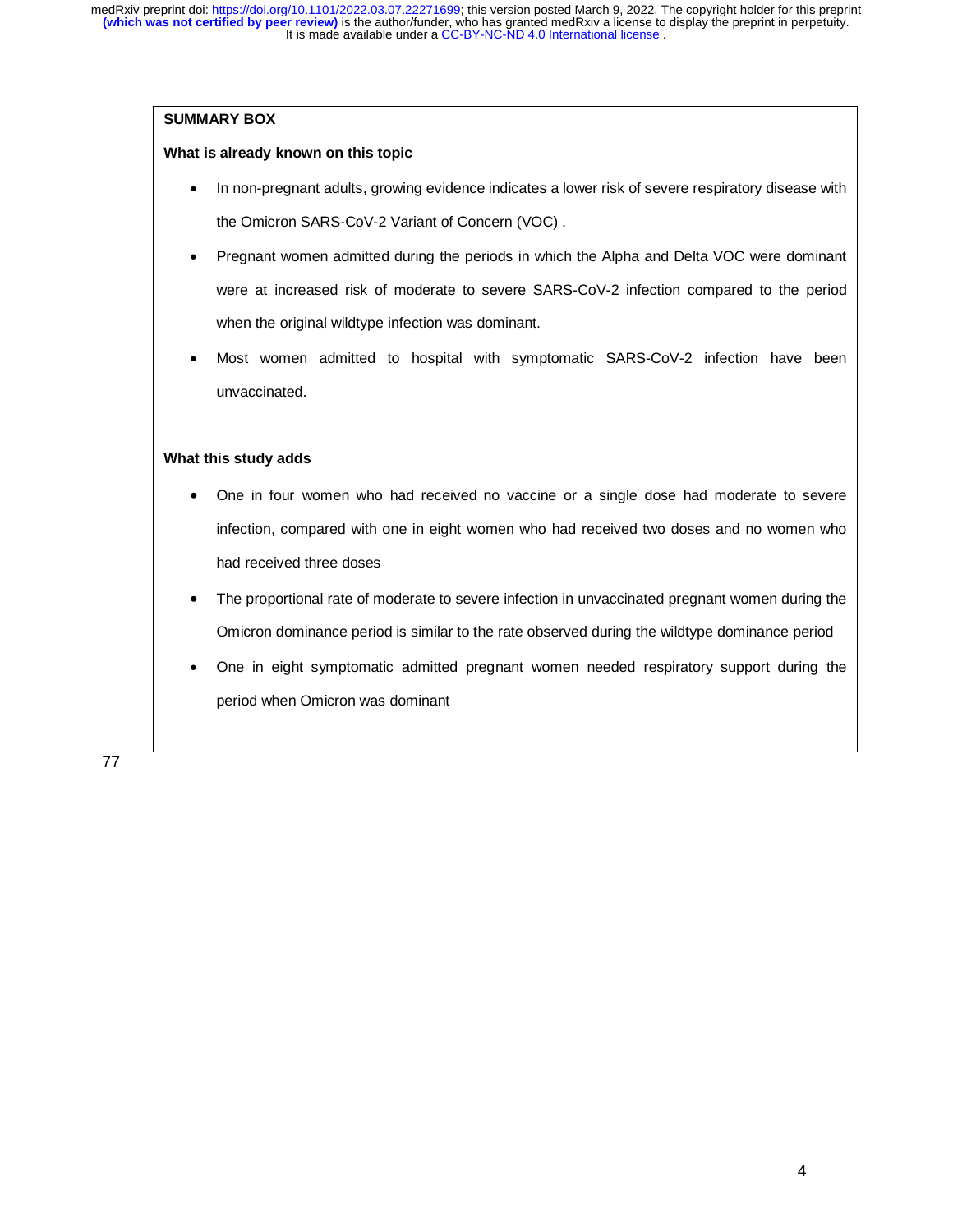**SUMMARY BOX**

**What is already known on this topic**

- In non-pregnant adults, growing evidence indicates a lower risk of severe respiratory disease with the Omicron SARS-CoV-2 Variant of Concern (VOC) .
- Pregnant women admitted during the periods in which the Alpha and Delta VOC were dominant were at increased risk of moderate to severe SARS-CoV-2 infection compared to the period when the original wildtype infection was dominant.
- Most women admitted to hospital with symptomatic SARS-CoV-2 infection have been unvaccinated.

**What this study adds**

- One in four women who had received no vaccine or a single dose had moderate to severe infection, compared with one in eight women who had received two doses and no women who had received three doses
- The proportional rate of moderate to severe infection in unvaccinated pregnant women during the Omicron dominance period is similar to the rate observed during the wildtype dominance period
- One in eight symptomatic admitted pregnant women needed respiratory support during the period when Omicron was dominant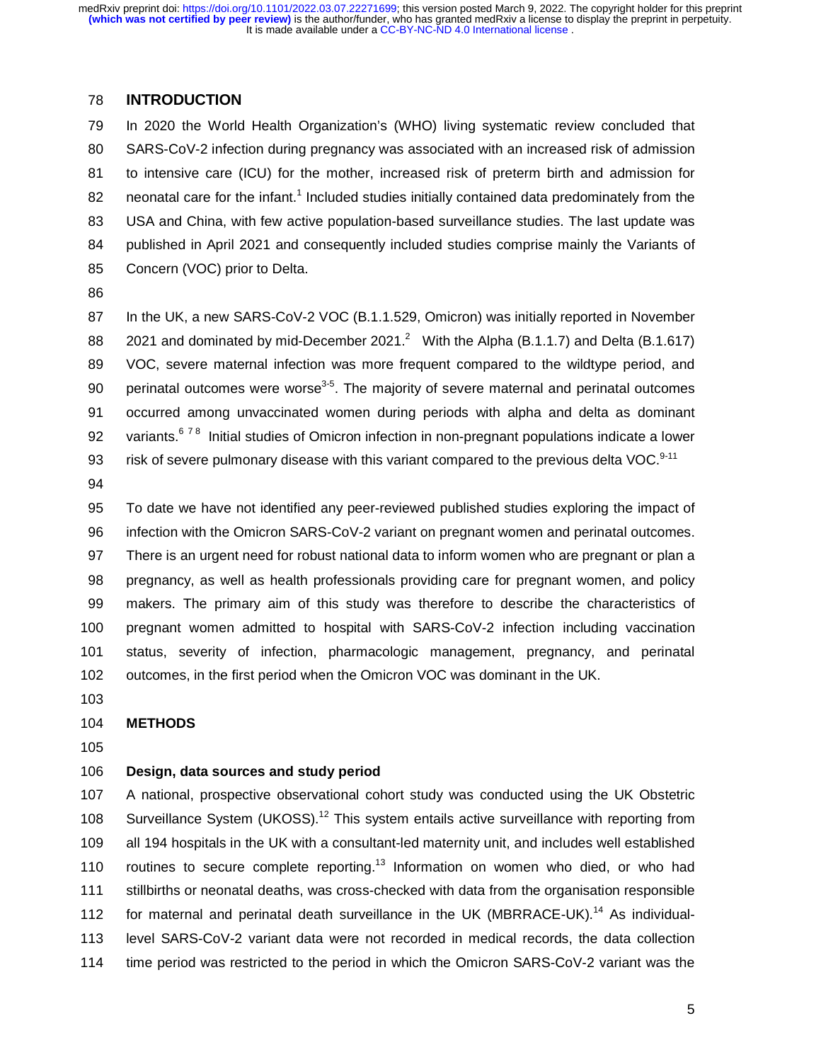## INTRODUCTION

In 2020 the World Health Organization's (WHO) living systematic review concluded that SARS-CoV-2 infection during pregnancy was associated with an increased risk of admission to intensive care (ICU) for the mother, increased risk of preterm birth and admission for neonatal care for the infant.[1] Included studies initially contained data predominately from the USA and China, with few active population-based surveillance studies. The last update was published in April 2021 and consequently included studies comprise mainly the Variants of Concern (VOC) prior to Delta.

In the UK, a new SARS-CoV-2 VOC (B.1.1.529, Omicron) was initially reported in November 2021 and dominated by mid-December 2021.[2] With the Alpha (B.1.1.7) and Delta (B.1.617) VOC, severe maternal infection was more frequent compared to the wildtype period, and perinatal outcomes were worse[3-5]. The majority of severe maternal and perinatal outcomes occurred among unvaccinated women during periods with alpha and delta as dominant variants.[6 7 8] Initial studies of Omicron infection in non-pregnant populations indicate a lower risk of severe pulmonary disease with this variant compared to the previous delta VOC.[9-11]

To date we have not identified any peer-reviewed published studies exploring the impact of infection with the Omicron SARS-CoV-2 variant on pregnant women and perinatal outcomes. There is an urgent need for robust national data to inform women who are pregnant or plan a pregnancy, as well as health professionals providing care for pregnant women, and policy makers. The primary aim of this study was therefore to describe the characteristics of pregnant women admitted to hospital with SARS-CoV-2 infection including vaccination status, severity of infection, pharmacologic management, pregnancy, and perinatal outcomes, in the first period when the Omicron VOC was dominant in the UK.

## METHODS

### Design, data sources and study period

A national, prospective observational cohort study was conducted using the UK Obstetric Surveillance System (UKOSS).[12] This system entails active surveillance with reporting from all 194 hospitals in the UK with a consultant-led maternity unit, and includes well established routines to secure complete reporting.[13] Information on women who died, or who had stillbirths or neonatal deaths, was cross-checked with data from the organisation responsible for maternal and perinatal death surveillance in the UK (MBRRACE-UK).[14] As individual-level SARS-CoV-2 variant data were not recorded in medical records, the data collection time period was restricted to the period in which the Omicron SARS-CoV-2 variant was the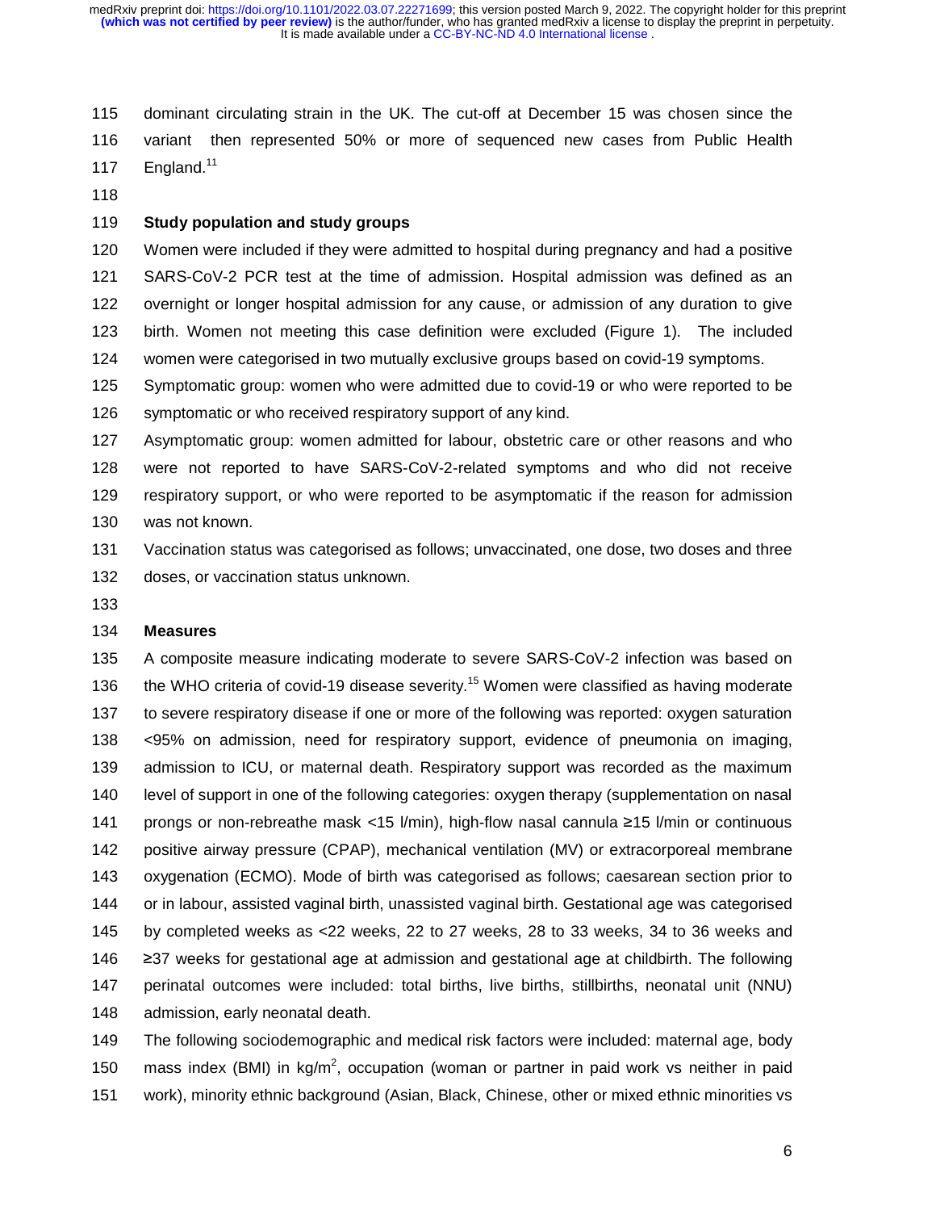dominant circulating strain in the UK. The cut-off at December 15 was chosen since the variant then represented 50% or more of sequenced new cases from Public Health England.[11]

**Study population and study groups**

Women were included if they were admitted to hospital during pregnancy and had a positive SARS-CoV-2 PCR test at the time of admission. Hospital admission was defined as an overnight or longer hospital admission for any cause, or admission of any duration to give birth. Women not meeting this case definition were excluded (Figure 1). The included women were categorised in two mutually exclusive groups based on covid-19 symptoms.

Symptomatic group: women who were admitted due to covid-19 or who were reported to be symptomatic or who received respiratory support of any kind.

Asymptomatic group: women admitted for labour, obstetric care or other reasons and who were not reported to have SARS-CoV-2-related symptoms and who did not receive respiratory support, or who were reported to be asymptomatic if the reason for admission was not known.

Vaccination status was categorised as follows; unvaccinated, one dose, two doses and three doses, or vaccination status unknown.

**Measures**

A composite measure indicating moderate to severe SARS-CoV-2 infection was based on the WHO criteria of covid-19 disease severity.[15] Women were classified as having moderate to severe respiratory disease if one or more of the following was reported: oxygen saturation <95% on admission, need for respiratory support, evidence of pneumonia on imaging, admission to ICU, or maternal death. Respiratory support was recorded as the maximum level of support in one of the following categories: oxygen therapy (supplementation on nasal prongs or non-rebreathe mask <15 l/min), high-flow nasal cannula ≥15 l/min or continuous positive airway pressure (CPAP), mechanical ventilation (MV) or extracorporeal membrane oxygenation (ECMO). Mode of birth was categorised as follows; caesarean section prior to or in labour, assisted vaginal birth, unassisted vaginal birth. Gestational age was categorised by completed weeks as <22 weeks, 22 to 27 weeks, 28 to 33 weeks, 34 to 36 weeks and ≥37 weeks for gestational age at admission and gestational age at childbirth. The following perinatal outcomes were included: total births, live births, stillbirths, neonatal unit (NNU) admission, early neonatal death.

The following sociodemographic and medical risk factors were included: maternal age, body mass index (BMI) in kg/m$^2$, occupation (woman or partner in paid work vs neither in paid work), minority ethnic background (Asian, Black, Chinese, other or mixed ethnic minorities vs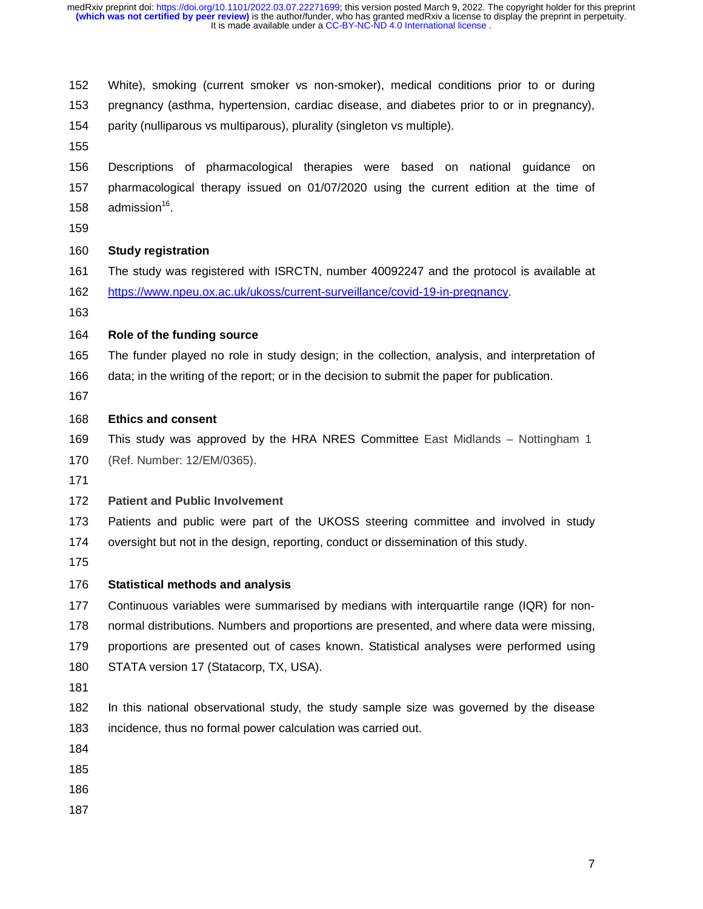White), smoking (current smoker vs non-smoker), medical conditions prior to or during pregnancy (asthma, hypertension, cardiac disease, and diabetes prior to or in pregnancy), parity (nulliparous vs multiparous), plurality (singleton vs multiple).

Descriptions of pharmacological therapies were based on national guidance on pharmacological therapy issued on 01/07/2020 using the current edition at the time of admission[16].

### Study registration

The study was registered with ISRCTN, number 40092247 and the protocol is available at https://www.npeu.ox.ac.uk/ukoss/current-surveillance/covid-19-in-pregnancy.

### Role of the funding source

The funder played no role in study design; in the collection, analysis, and interpretation of data; in the writing of the report; or in the decision to submit the paper for publication.

### Ethics and consent

This study was approved by the HRA NRES Committee East Midlands – Nottingham 1 (Ref. Number: 12/EM/0365).

### Patient and Public Involvement

Patients and public were part of the UKOSS steering committee and involved in study oversight but not in the design, reporting, conduct or dissemination of this study.

### Statistical methods and analysis

Continuous variables were summarised by medians with interquartile range (IQR) for non-normal distributions. Numbers and proportions are presented, and where data were missing, proportions are presented out of cases known. Statistical analyses were performed using STATA version 17 (Statacorp, TX, USA).

In this national observational study, the study sample size was governed by the disease incidence, thus no formal power calculation was carried out.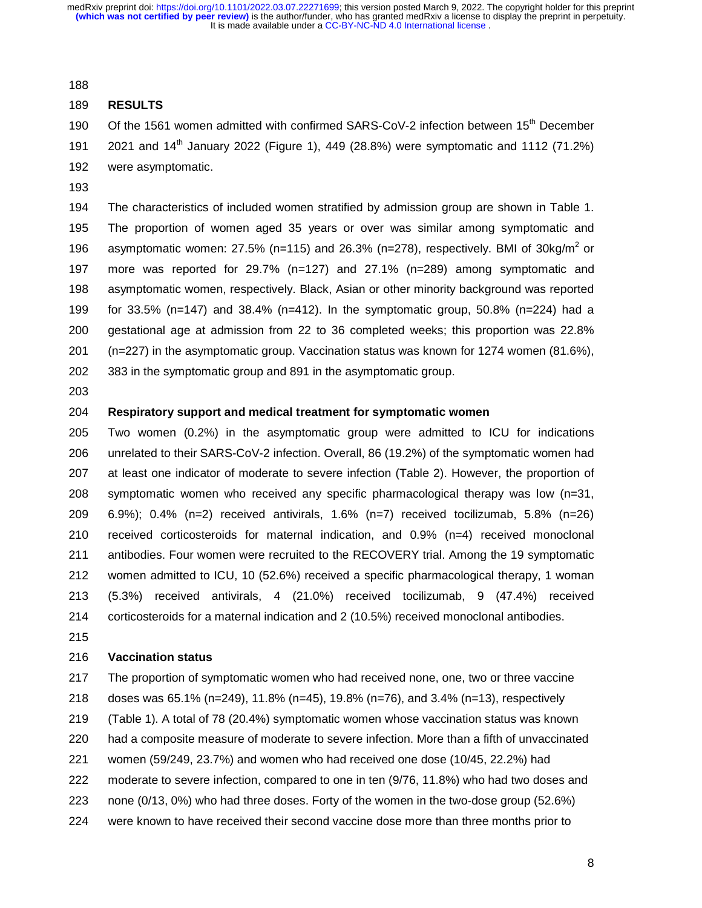## RESULTS

Of the 1561 women admitted with confirmed SARS-CoV-2 infection between 15th December 2021 and 14th January 2022 (Figure 1), 449 (28.8%) were symptomatic and 1112 (71.2%) were asymptomatic.

The characteristics of included women stratified by admission group are shown in Table 1. The proportion of women aged 35 years or over was similar among symptomatic and asymptomatic women: 27.5% (n=115) and 26.3% (n=278), respectively. BMI of 30kg/m$^2$ or more was reported for 29.7% (n=127) and 27.1% (n=289) among symptomatic and asymptomatic women, respectively. Black, Asian or other minority background was reported for 33.5% (n=147) and 38.4% (n=412). In the symptomatic group, 50.8% (n=224) had a gestational age at admission from 22 to 36 completed weeks; this proportion was 22.8% (n=227) in the asymptomatic group. Vaccination status was known for 1274 women (81.6%), 383 in the symptomatic group and 891 in the asymptomatic group.

### Respiratory support and medical treatment for symptomatic women

Two women (0.2%) in the asymptomatic group were admitted to ICU for indications unrelated to their SARS-CoV-2 infection. Overall, 86 (19.2%) of the symptomatic women had at least one indicator of moderate to severe infection (Table 2). However, the proportion of symptomatic women who received any specific pharmacological therapy was low (n=31, 6.9%); 0.4% (n=2) received antivirals, 1.6% (n=7) received tocilizumab, 5.8% (n=26) received corticosteroids for maternal indication, and 0.9% (n=4) received monoclonal antibodies. Four women were recruited to the RECOVERY trial. Among the 19 symptomatic women admitted to ICU, 10 (52.6%) received a specific pharmacological therapy, 1 woman (5.3%) received antivirals, 4 (21.0%) received tocilizumab, 9 (47.4%) received corticosteroids for a maternal indication and 2 (10.5%) received monoclonal antibodies.

### Vaccination status

The proportion of symptomatic women who had received none, one, two or three vaccine doses was 65.1% (n=249), 11.8% (n=45), 19.8% (n=76), and 3.4% (n=13), respectively (Table 1). A total of 78 (20.4%) symptomatic women whose vaccination status was known had a composite measure of moderate to severe infection. More than a fifth of unvaccinated women (59/249, 23.7%) and women who had received one dose (10/45, 22.2%) had moderate to severe infection, compared to one in ten (9/76, 11.8%) who had two doses and none (0/13, 0%) who had three doses. Forty of the women in the two-dose group (52.6%) were known to have received their second vaccine dose more than three months prior to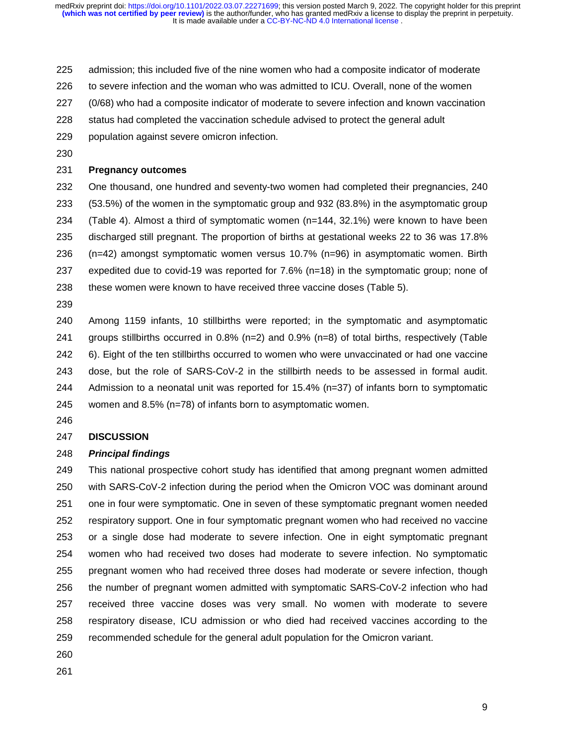admission; this included five of the nine women who had a composite indicator of moderate to severe infection and the woman who was admitted to ICU. Overall, none of the women (0/68) who had a composite indicator of moderate to severe infection and known vaccination status had completed the vaccination schedule advised to protect the general adult population against severe omicron infection.

### Pregnancy outcomes

One thousand, one hundred and seventy-two women had completed their pregnancies, 240 (53.5%) of the women in the symptomatic group and 932 (83.8%) in the asymptomatic group (Table 4). Almost a third of symptomatic women (n=144, 32.1%) were known to have been discharged still pregnant. The proportion of births at gestational weeks 22 to 36 was 17.8% (n=42) amongst symptomatic women versus 10.7% (n=96) in asymptomatic women. Birth expedited due to covid-19 was reported for 7.6% (n=18) in the symptomatic group; none of these women were known to have received three vaccine doses (Table 5).

Among 1159 infants, 10 stillbirths were reported; in the symptomatic and asymptomatic groups stillbirths occurred in 0.8% (n=2) and 0.9% (n=8) of total births, respectively (Table 6). Eight of the ten stillbirths occurred to women who were unvaccinated or had one vaccine dose, but the role of SARS-CoV-2 in the stillbirth needs to be assessed in formal audit. Admission to a neonatal unit was reported for 15.4% (n=37) of infants born to symptomatic women and 8.5% (n=78) of infants born to asymptomatic women.

## DISCUSSION

### *Principal findings*

This national prospective cohort study has identified that among pregnant women admitted with SARS-CoV-2 infection during the period when the Omicron VOC was dominant around one in four were symptomatic. One in seven of these symptomatic pregnant women needed respiratory support. One in four symptomatic pregnant women who had received no vaccine or a single dose had moderate to severe infection. One in eight symptomatic pregnant women who had received two doses had moderate to severe infection. No symptomatic pregnant women who had received three doses had moderate or severe infection, though the number of pregnant women admitted with symptomatic SARS-CoV-2 infection who had received three vaccine doses was very small. No women with moderate to severe respiratory disease, ICU admission or who died had received vaccines according to the recommended schedule for the general adult population for the Omicron variant.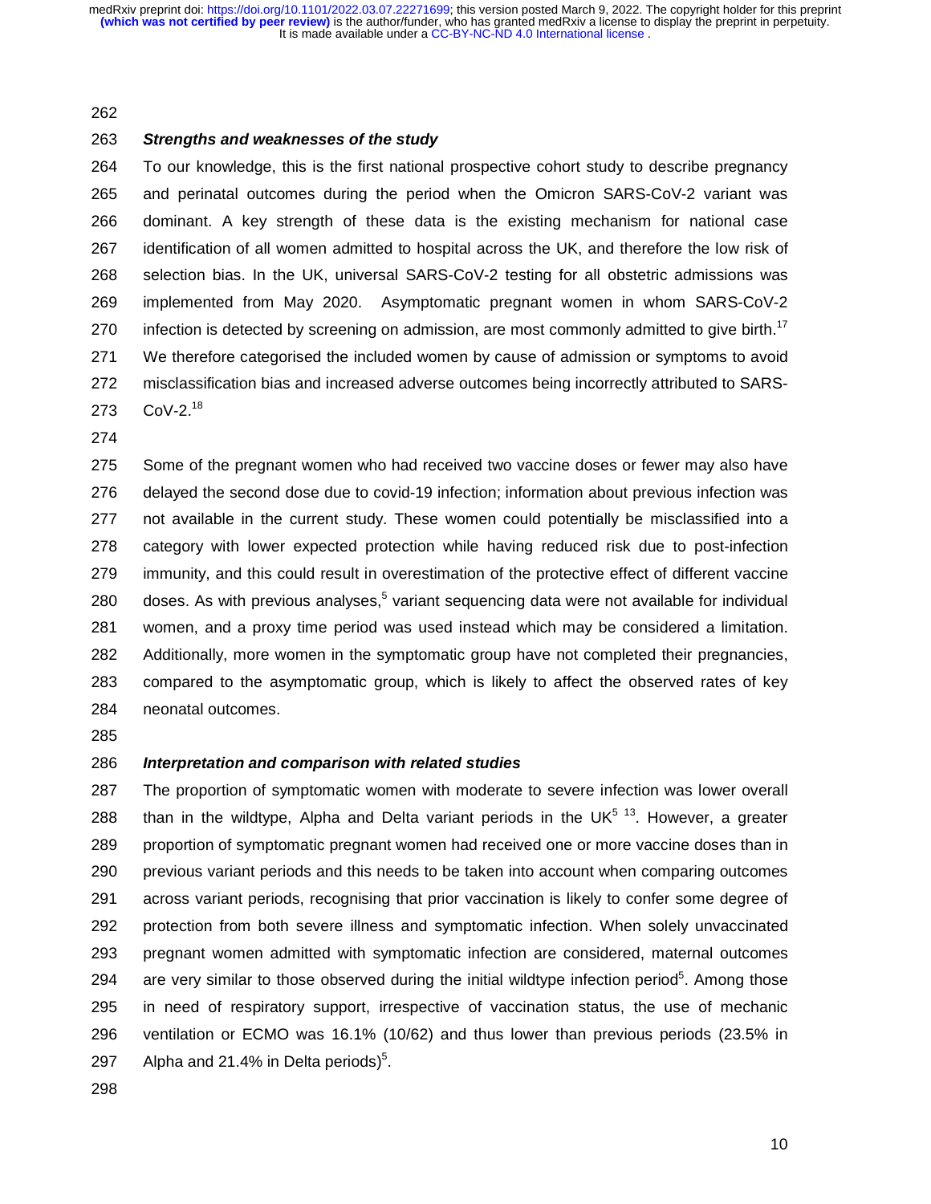### Strengths and weaknesses of the study

To our knowledge, this is the first national prospective cohort study to describe pregnancy and perinatal outcomes during the period when the Omicron SARS-CoV-2 variant was dominant. A key strength of these data is the existing mechanism for national case identification of all women admitted to hospital across the UK, and therefore the low risk of selection bias. In the UK, universal SARS-CoV-2 testing for all obstetric admissions was implemented from May 2020. Asymptomatic pregnant women in whom SARS-CoV-2 infection is detected by screening on admission, are most commonly admitted to give birth.[17] We therefore categorised the included women by cause of admission or symptoms to avoid misclassification bias and increased adverse outcomes being incorrectly attributed to SARS-CoV-2.[18]

Some of the pregnant women who had received two vaccine doses or fewer may also have delayed the second dose due to covid-19 infection; information about previous infection was not available in the current study. These women could potentially be misclassified into a category with lower expected protection while having reduced risk due to post-infection immunity, and this could result in overestimation of the protective effect of different vaccine doses. As with previous analyses,[5] variant sequencing data were not available for individual women, and a proxy time period was used instead which may be considered a limitation. Additionally, more women in the symptomatic group have not completed their pregnancies, compared to the asymptomatic group, which is likely to affect the observed rates of key neonatal outcomes.

### Interpretation and comparison with related studies

The proportion of symptomatic women with moderate to severe infection was lower overall than in the wildtype, Alpha and Delta variant periods in the UK[5 13]. However, a greater proportion of symptomatic pregnant women had received one or more vaccine doses than in previous variant periods and this needs to be taken into account when comparing outcomes across variant periods, recognising that prior vaccination is likely to confer some degree of protection from both severe illness and symptomatic infection. When solely unvaccinated pregnant women admitted with symptomatic infection are considered, maternal outcomes are very similar to those observed during the initial wildtype infection period[5]. Among those in need of respiratory support, irrespective of vaccination status, the use of mechanic ventilation or ECMO was 16.1% (10/62) and thus lower than previous periods (23.5% in Alpha and 21.4% in Delta periods)[5].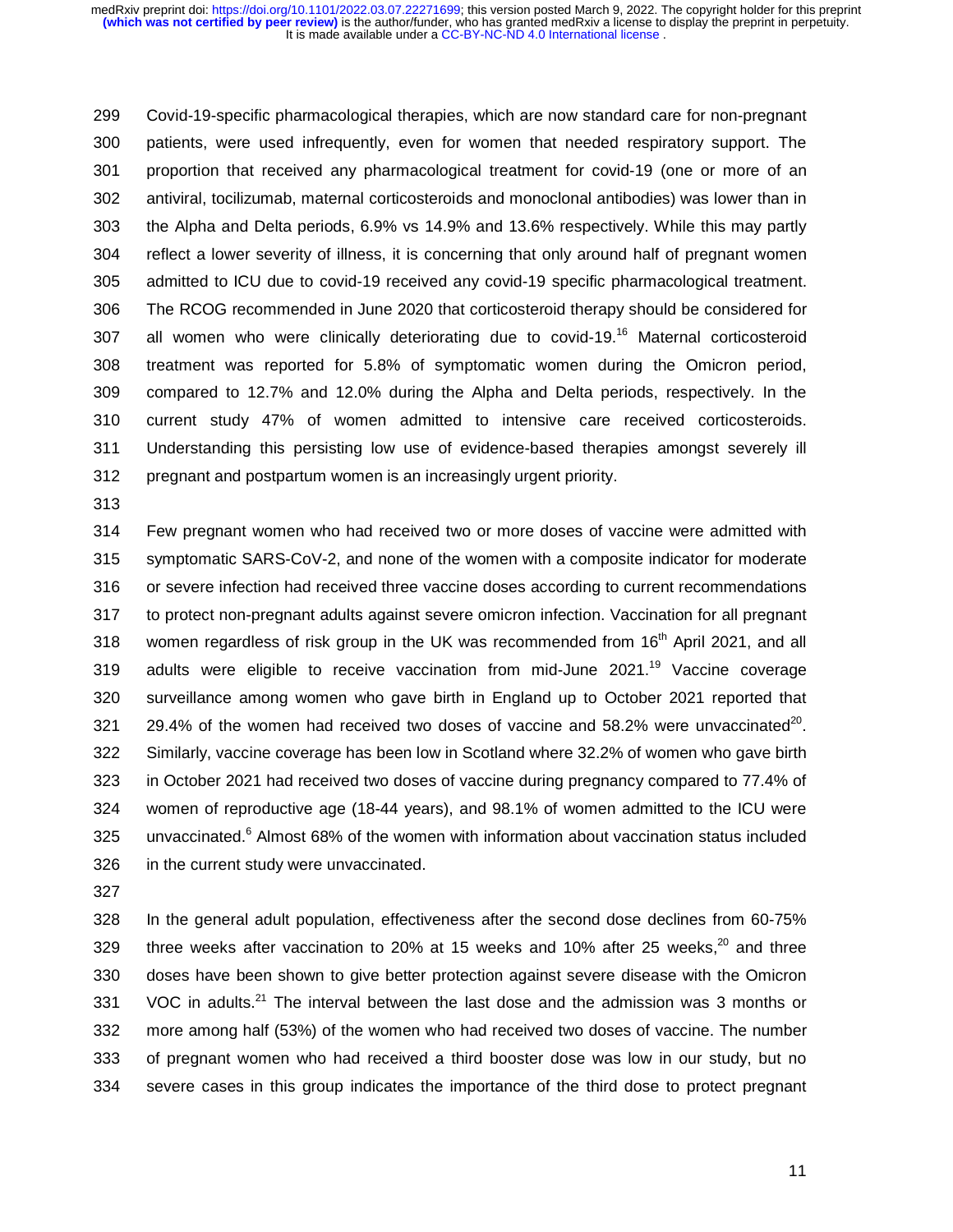Covid-19-specific pharmacological therapies, which are now standard care for non-pregnant patients, were used infrequently, even for women that needed respiratory support. The proportion that received any pharmacological treatment for covid-19 (one or more of an antiviral, tocilizumab, maternal corticosteroids and monoclonal antibodies) was lower than in the Alpha and Delta periods, 6.9% vs 14.9% and 13.6% respectively. While this may partly reflect a lower severity of illness, it is concerning that only around half of pregnant women admitted to ICU due to covid-19 received any covid-19 specific pharmacological treatment. The RCOG recommended in June 2020 that corticosteroid therapy should be considered for all women who were clinically deteriorating due to covid-19.[16] Maternal corticosteroid treatment was reported for 5.8% of symptomatic women during the Omicron period, compared to 12.7% and 12.0% during the Alpha and Delta periods, respectively. In the current study 47% of women admitted to intensive care received corticosteroids. Understanding this persisting low use of evidence-based therapies amongst severely ill pregnant and postpartum women is an increasingly urgent priority.

Few pregnant women who had received two or more doses of vaccine were admitted with symptomatic SARS-CoV-2, and none of the women with a composite indicator for moderate or severe infection had received three vaccine doses according to current recommendations to protect non-pregnant adults against severe omicron infection. Vaccination for all pregnant women regardless of risk group in the UK was recommended from 16th April 2021, and all adults were eligible to receive vaccination from mid-June 2021.[19] Vaccine coverage surveillance among women who gave birth in England up to October 2021 reported that 29.4% of the women had received two doses of vaccine and 58.2% were unvaccinated[20]. Similarly, vaccine coverage has been low in Scotland where 32.2% of women who gave birth in October 2021 had received two doses of vaccine during pregnancy compared to 77.4% of women of reproductive age (18-44 years), and 98.1% of women admitted to the ICU were unvaccinated.[6] Almost 68% of the women with information about vaccination status included in the current study were unvaccinated.

In the general adult population, effectiveness after the second dose declines from 60-75% three weeks after vaccination to 20% at 15 weeks and 10% after 25 weeks,[20] and three doses have been shown to give better protection against severe disease with the Omicron VOC in adults.[21] The interval between the last dose and the admission was 3 months or more among half (53%) of the women who had received two doses of vaccine. The number of pregnant women who had received a third booster dose was low in our study, but no severe cases in this group indicates the importance of the third dose to protect pregnant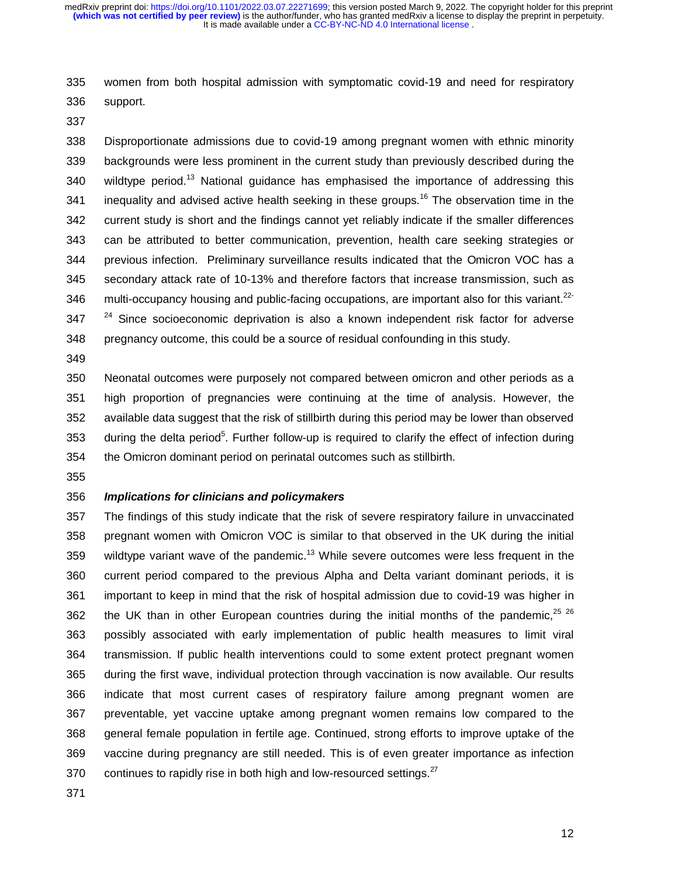women from both hospital admission with symptomatic covid-19 and need for respiratory support.

Disproportionate admissions due to covid-19 among pregnant women with ethnic minority backgrounds were less prominent in the current study than previously described during the wildtype period.[13] National guidance has emphasised the importance of addressing this inequality and advised active health seeking in these groups.[16] The observation time in the current study is short and the findings cannot yet reliably indicate if the smaller differences can be attributed to better communication, prevention, health care seeking strategies or previous infection. Preliminary surveillance results indicated that the Omicron VOC has a secondary attack rate of 10-13% and therefore factors that increase transmission, such as multi-occupancy housing and public-facing occupations, are important also for this variant.[22-24] Since socioeconomic deprivation is also a known independent risk factor for adverse pregnancy outcome, this could be a source of residual confounding in this study.

Neonatal outcomes were purposely not compared between omicron and other periods as a high proportion of pregnancies were continuing at the time of analysis. However, the available data suggest that the risk of stillbirth during this period may be lower than observed during the delta period[5]. Further follow-up is required to clarify the effect of infection during the Omicron dominant period on perinatal outcomes such as stillbirth.

### *Implications for clinicians and policymakers*

The findings of this study indicate that the risk of severe respiratory failure in unvaccinated pregnant women with Omicron VOC is similar to that observed in the UK during the initial wildtype variant wave of the pandemic.[13] While severe outcomes were less frequent in the current period compared to the previous Alpha and Delta variant dominant periods, it is important to keep in mind that the risk of hospital admission due to covid-19 was higher in the UK than in other European countries during the initial months of the pandemic,[25 26] possibly associated with early implementation of public health measures to limit viral transmission. If public health interventions could to some extent protect pregnant women during the first wave, individual protection through vaccination is now available. Our results indicate that most current cases of respiratory failure among pregnant women are preventable, yet vaccine uptake among pregnant women remains low compared to the general female population in fertile age. Continued, strong efforts to improve uptake of the vaccine during pregnancy are still needed. This is of even greater importance as infection continues to rapidly rise in both high and low-resourced settings.[27]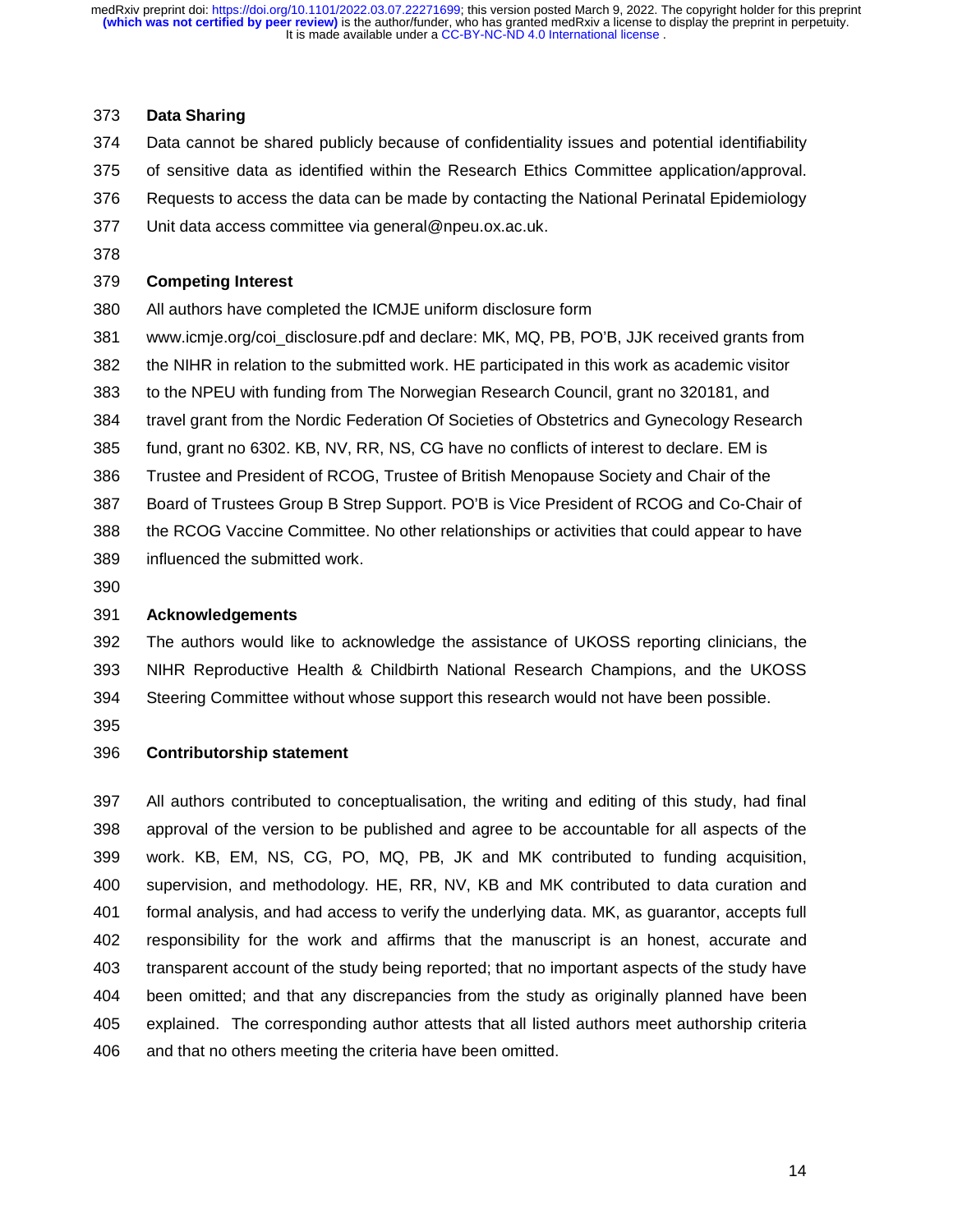## Data Sharing

Data cannot be shared publicly because of confidentiality issues and potential identifiability of sensitive data as identified within the Research Ethics Committee application/approval. Requests to access the data can be made by contacting the National Perinatal Epidemiology Unit data access committee via general@npeu.ox.ac.uk.

## Competing Interest

All authors have completed the ICMJE uniform disclosure form www.icmje.org/coi_disclosure.pdf and declare: MK, MQ, PB, PO'B, JJK received grants from the NIHR in relation to the submitted work. HE participated in this work as academic visitor to the NPEU with funding from The Norwegian Research Council, grant no 320181, and travel grant from the Nordic Federation Of Societies of Obstetrics and Gynecology Research fund, grant no 6302. KB, NV, RR, NS, CG have no conflicts of interest to declare. EM is Trustee and President of RCOG, Trustee of British Menopause Society and Chair of the Board of Trustees Group B Strep Support. PO'B is Vice President of RCOG and Co-Chair of the RCOG Vaccine Committee. No other relationships or activities that could appear to have influenced the submitted work.

## Acknowledgements

The authors would like to acknowledge the assistance of UKOSS reporting clinicians, the NIHR Reproductive Health & Childbirth National Research Champions, and the UKOSS Steering Committee without whose support this research would not have been possible.

## Contributorship statement

All authors contributed to conceptualisation, the writing and editing of this study, had final approval of the version to be published and agree to be accountable for all aspects of the work. KB, EM, NS, CG, PO, MQ, PB, JK and MK contributed to funding acquisition, supervision, and methodology. HE, RR, NV, KB and MK contributed to data curation and formal analysis, and had access to verify the underlying data. MK, as guarantor, accepts full responsibility for the work and affirms that the manuscript is an honest, accurate and transparent account of the study being reported; that no important aspects of the study have been omitted; and that any discrepancies from the study as originally planned have been explained. The corresponding author attests that all listed authors meet authorship criteria and that no others meeting the criteria have been omitted.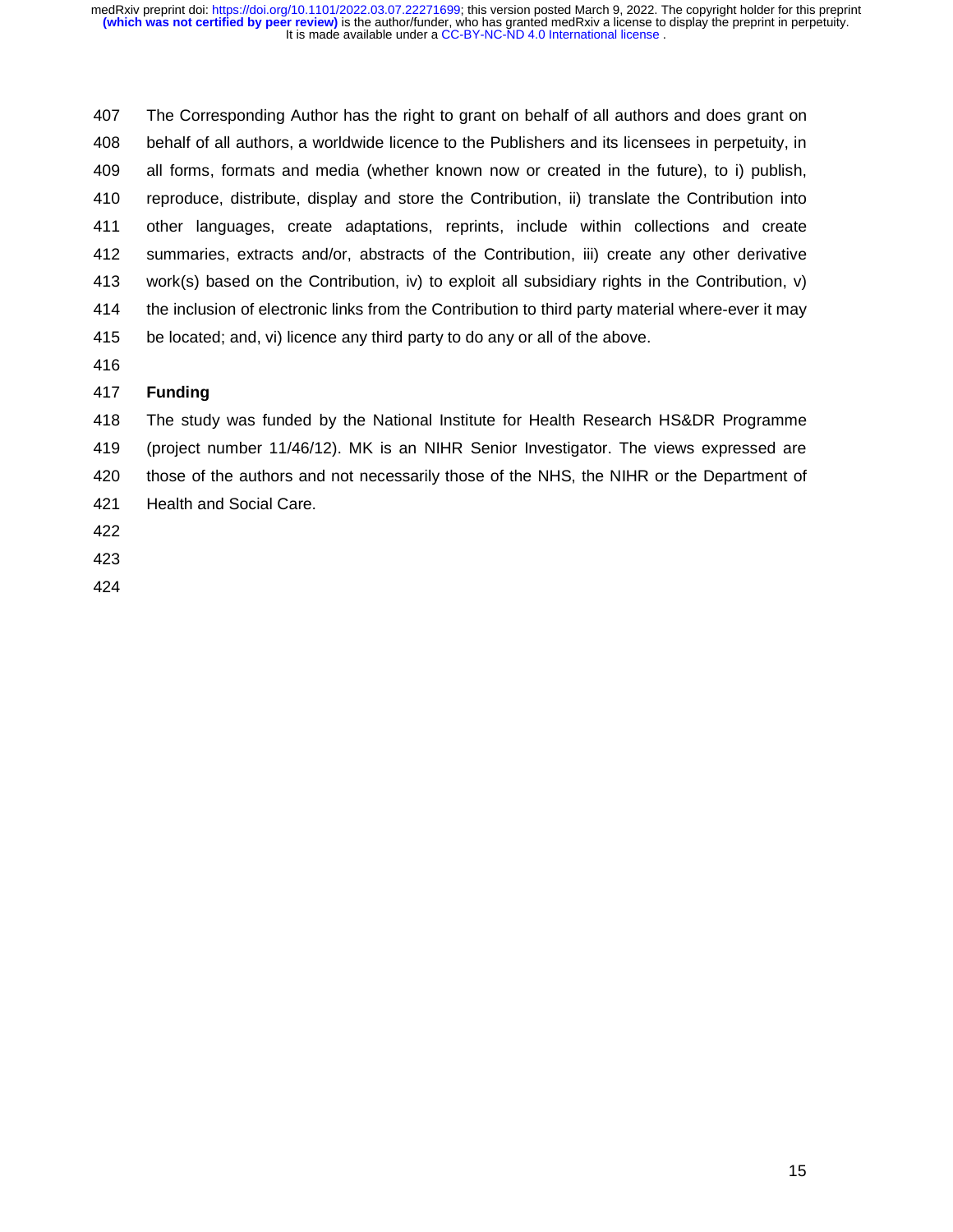The Corresponding Author has the right to grant on behalf of all authors and does grant on behalf of all authors, a worldwide licence to the Publishers and its licensees in perpetuity, in all forms, formats and media (whether known now or created in the future), to i) publish, reproduce, distribute, display and store the Contribution, ii) translate the Contribution into other languages, create adaptations, reprints, include within collections and create summaries, extracts and/or, abstracts of the Contribution, iii) create any other derivative work(s) based on the Contribution, iv) to exploit all subsidiary rights in the Contribution, v) the inclusion of electronic links from the Contribution to third party material where-ever it may be located; and, vi) licence any third party to do any or all of the above.

**Funding**

The study was funded by the National Institute for Health Research HS&DR Programme (project number 11/46/12). MK is an NIHR Senior Investigator. The views expressed are those of the authors and not necessarily those of the NHS, the NIHR or the Department of Health and Social Care.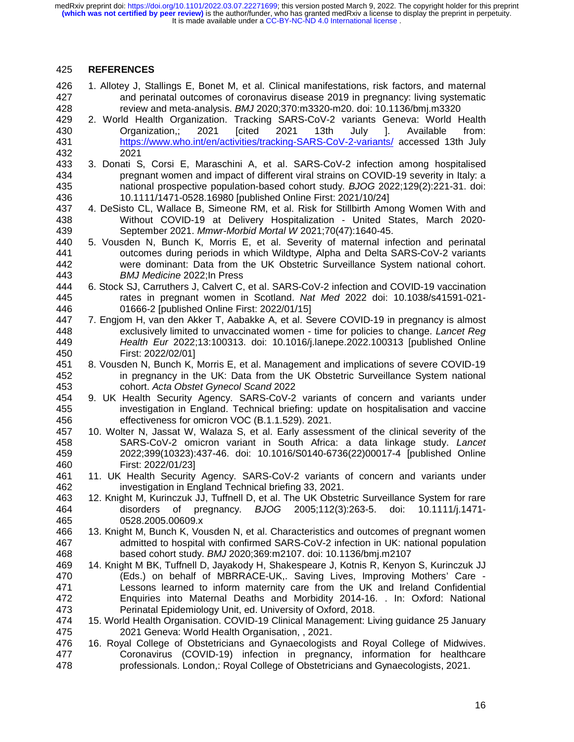## REFERENCES

1. Allotey J, Stallings E, Bonet M, et al. Clinical manifestations, risk factors, and maternal and perinatal outcomes of coronavirus disease 2019 in pregnancy: living systematic review and meta-analysis. *BMJ* 2020;370:m3320-m20. doi: 10.1136/bmj.m3320
2. World Health Organization. Tracking SARS-CoV-2 variants Geneva: World Health Organization,; 2021 [cited 2021 13th July ]. Available from: https://www.who.int/en/activities/tracking-SARS-CoV-2-variants/ accessed 13th July 2021
3. Donati S, Corsi E, Maraschini A, et al. SARS-CoV-2 infection among hospitalised pregnant women and impact of different viral strains on COVID-19 severity in Italy: a national prospective population-based cohort study. *BJOG* 2022;129(2):221-31. doi: 10.1111/1471-0528.16980 [published Online First: 2021/10/24]
4. DeSisto CL, Wallace B, Simeone RM, et al. Risk for Stillbirth Among Women With and Without COVID-19 at Delivery Hospitalization - United States, March 2020-September 2021. *Mmwr-Morbid Mortal W* 2021;70(47):1640-45.
5. Vousden N, Bunch K, Morris E, et al. Severity of maternal infection and perinatal outcomes during periods in which Wildtype, Alpha and Delta SARS-CoV-2 variants were dominant: Data from the UK Obstetric Surveillance System national cohort. *BMJ Medicine* 2022;In Press
6. Stock SJ, Carruthers J, Calvert C, et al. SARS-CoV-2 infection and COVID-19 vaccination rates in pregnant women in Scotland. *Nat Med* 2022 doi: 10.1038/s41591-021-01666-2 [published Online First: 2022/01/15]
7. Engjom H, van den Akker T, Aabakke A, et al. Severe COVID-19 in pregnancy is almost exclusively limited to unvaccinated women - time for policies to change. *Lancet Reg Health Eur* 2022;13:100313. doi: 10.1016/j.lanepe.2022.100313 [published Online First: 2022/02/01]
8. Vousden N, Bunch K, Morris E, et al. Management and implications of severe COVID-19 in pregnancy in the UK: Data from the UK Obstetric Surveillance System national cohort. *Acta Obstet Gynecol Scand* 2022
9. UK Health Security Agency. SARS-CoV-2 variants of concern and variants under investigation in England. Technical briefing: update on hospitalisation and vaccine effectiveness for omicron VOC (B.1.1.529). 2021.
10. Wolter N, Jassat W, Walaza S, et al. Early assessment of the clinical severity of the SARS-CoV-2 omicron variant in South Africa: a data linkage study. *Lancet* 2022;399(10323):437-46. doi: 10.1016/S0140-6736(22)00017-4 [published Online First: 2022/01/23]
11. UK Health Security Agency. SARS-CoV-2 variants of concern and variants under investigation in England Technical briefing 33, 2021.
12. Knight M, Kurinczuk JJ, Tuffnell D, et al. The UK Obstetric Surveillance System for rare disorders of pregnancy. *BJOG* 2005;112(3):263-5. doi: 10.1111/j.1471-0528.2005.00609.x
13. Knight M, Bunch K, Vousden N, et al. Characteristics and outcomes of pregnant women admitted to hospital with confirmed SARS-CoV-2 infection in UK: national population based cohort study. *BMJ* 2020;369:m2107. doi: 10.1136/bmj.m2107
14. Knight M BK, Tuffnell D, Jayakody H, Shakespeare J, Kotnis R, Kenyon S, Kurinczuk JJ (Eds.) on behalf of MBRRACE-UK,. Saving Lives, Improving Mothers' Care - Lessons learned to inform maternity care from the UK and Ireland Confidential Enquiries into Maternal Deaths and Morbidity 2014-16. . In: Oxford: National Perinatal Epidemiology Unit, ed. University of Oxford, 2018.
15. World Health Organisation. COVID-19 Clinical Management: Living guidance 25 January 2021 Geneva: World Health Organisation, , 2021.
16. Royal College of Obstetricians and Gynaecologists and Royal College of Midwives. Coronavirus (COVID-19) infection in pregnancy, information for healthcare professionals. London,: Royal College of Obstetricians and Gynaecologists, 2021.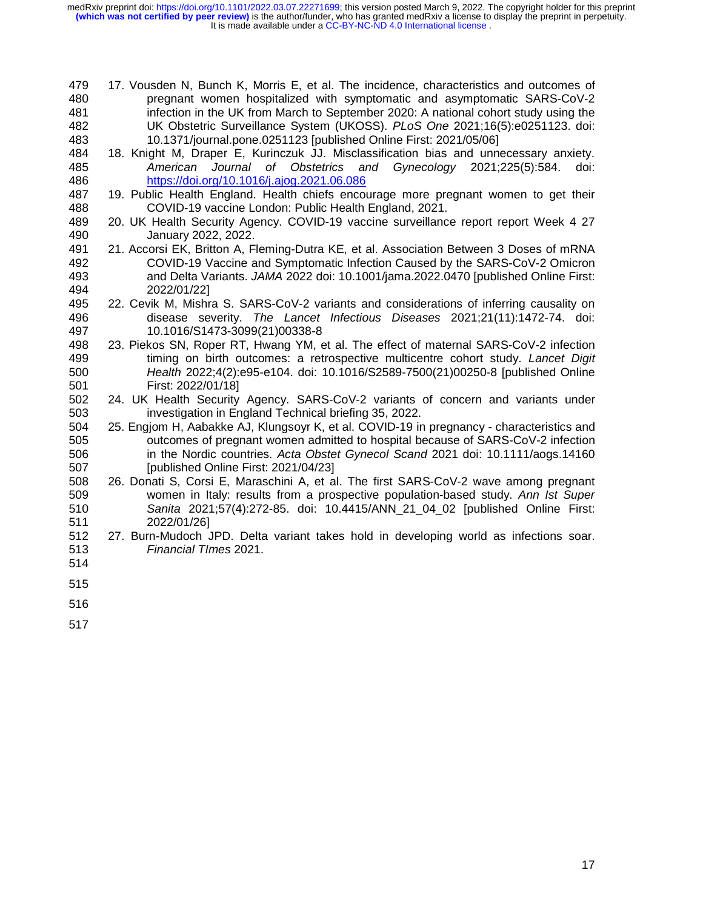17. Vousden N, Bunch K, Morris E, et al. The incidence, characteristics and outcomes of pregnant women hospitalized with symptomatic and asymptomatic SARS-CoV-2 infection in the UK from March to September 2020: A national cohort study using the UK Obstetric Surveillance System (UKOSS). *PLoS One* 2021;16(5):e0251123. doi: 10.1371/journal.pone.0251123 [published Online First: 2021/05/06]
18. Knight M, Draper E, Kurinczuk JJ. Misclassification bias and unnecessary anxiety. *American Journal of Obstetrics and Gynecology* 2021;225(5):584. doi: https://doi.org/10.1016/j.ajog.2021.06.086
19. Public Health England. Health chiefs encourage more pregnant women to get their COVID-19 vaccine London: Public Health England, 2021.
20. UK Health Security Agency. COVID-19 vaccine surveillance report report Week 4 27 January 2022, 2022.
21. Accorsi EK, Britton A, Fleming-Dutra KE, et al. Association Between 3 Doses of mRNA COVID-19 Vaccine and Symptomatic Infection Caused by the SARS-CoV-2 Omicron and Delta Variants. *JAMA* 2022 doi: 10.1001/jama.2022.0470 [published Online First: 2022/01/22]
22. Cevik M, Mishra S. SARS-CoV-2 variants and considerations of inferring causality on disease severity. *The Lancet Infectious Diseases* 2021;21(11):1472-74. doi: 10.1016/S1473-3099(21)00338-8
23. Piekos SN, Roper RT, Hwang YM, et al. The effect of maternal SARS-CoV-2 infection timing on birth outcomes: a retrospective multicentre cohort study. *Lancet Digit Health* 2022;4(2):e95-e104. doi: 10.1016/S2589-7500(21)00250-8 [published Online First: 2022/01/18]
24. UK Health Security Agency. SARS-CoV-2 variants of concern and variants under investigation in England Technical briefing 35, 2022.
25. Engjom H, Aabakke AJ, Klungsoyr K, et al. COVID-19 in pregnancy - characteristics and outcomes of pregnant women admitted to hospital because of SARS-CoV-2 infection in the Nordic countries. *Acta Obstet Gynecol Scand* 2021 doi: 10.1111/aogs.14160 [published Online First: 2021/04/23]
26. Donati S, Corsi E, Maraschini A, et al. The first SARS-CoV-2 wave among pregnant women in Italy: results from a prospective population-based study. *Ann Ist Super Sanita* 2021;57(4):272-85. doi: 10.4415/ANN_21_04_02 [published Online First: 2022/01/26]
27. Burn-Mudoch JPD. Delta variant takes hold in developing world as infections soar. *Financial TImes* 2021.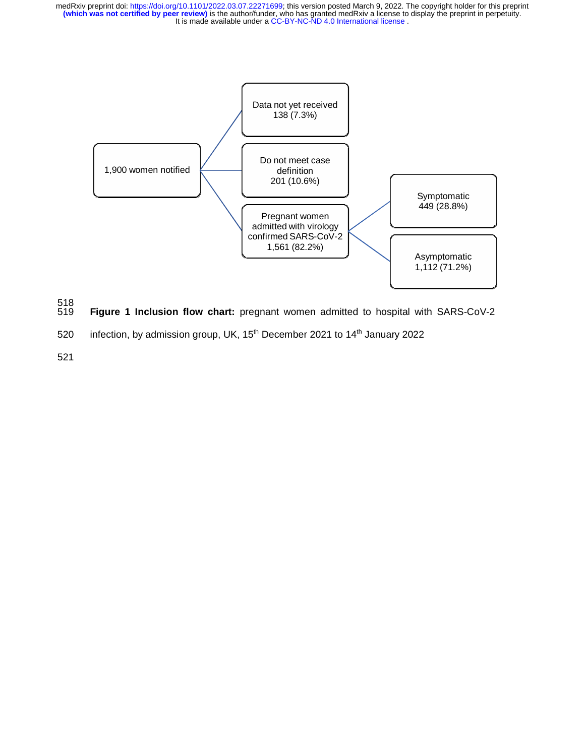1,900 women notified

Data not yet received
138 (7.3%)

Do not meet case definition
201 (10.6%)

Pregnant women admitted with virology confirmed SARS-CoV-2
1,561 (82.2%)

Symptomatic
449 (28.8%)

Asymptomatic
1,112 (71.2%)

**Figure 1 Inclusion flow chart:** pregnant women admitted to hospital with SARS-CoV-2 infection, by admission group, UK, 15th December 2021 to 14th January 2022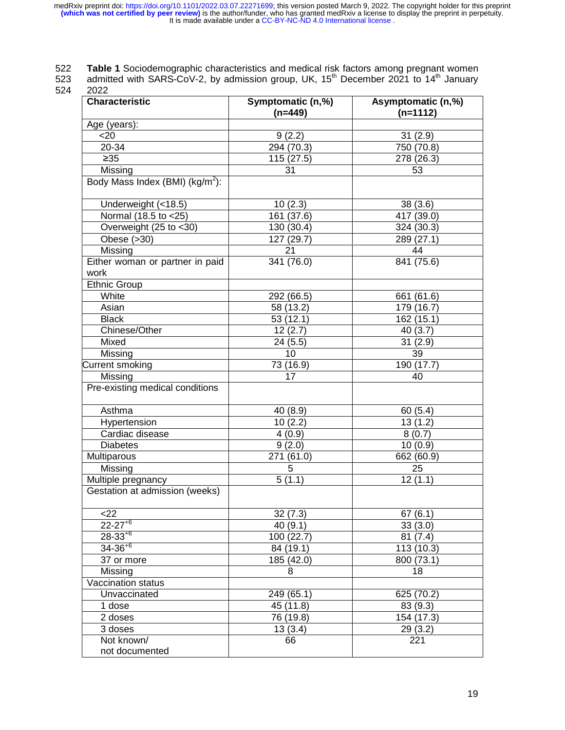**Table 1** Sociodemographic characteristics and medical risk factors among pregnant women admitted with SARS-CoV-2, by admission group, UK, 15th December 2021 to 14th January 2022

| Characteristic | Symptomatic (n,%) (n=449) | Asymptomatic (n,%) (n=1112) |
|---|---|---|
| Age (years): | | |
| <20 | 9 (2.2) | 31 (2.9) |
| 20-34 | 294 (70.3) | 750 (70.8) |
| ≥35 | 115 (27.5) | 278 (26.3) |
| Missing | 31 | 53 |
| Body Mass Index (BMI) (kg/m$^2$): | | |
| Underweight (<18.5) | 10 (2.3) | 38 (3.6) |
| Normal (18.5 to <25) | 161 (37.6) | 417 (39.0) |
| Overweight (25 to <30) | 130 (30.4) | 324 (30.3) |
| Obese (>30) | 127 (29.7) | 289 (27.1) |
| Missing | 21 | 44 |
| Either woman or partner in paid work | 341 (76.0) | 841 (75.6) |
| Ethnic Group | | |
| White | 292 (66.5) | 661 (61.6) |
| Asian | 58 (13.2) | 179 (16.7) |
| Black | 53 (12.1) | 162 (15.1) |
| Chinese/Other | 12 (2.7) | 40 (3.7) |
| Mixed | 24 (5.5) | 31 (2.9) |
| Missing | 10 | 39 |
| Current smoking | 73 (16.9) | 190 (17.7) |
| Missing | 17 | 40 |
| Pre-existing medical conditions | | |
| Asthma | 40 (8.9) | 60 (5.4) |
| Hypertension | 10 (2.2) | 13 (1.2) |
| Cardiac disease | 4 (0.9) | 8 (0.7) |
| Diabetes | 9 (2.0) | 10 (0.9) |
| Multiparous | 271 (61.0) | 662 (60.9) |
| Missing | 5 | 25 |
| Multiple pregnancy | 5 (1.1) | 12 (1.1) |
| Gestation at admission (weeks) | | |
| <22 | 32 (7.3) | 67 (6.1) |
| 22-27$^{+6}$ | 40 (9.1) | 33 (3.0) |
| 28-33$^{+6}$ | 100 (22.7) | 81 (7.4) |
| 34-36$^{+6}$ | 84 (19.1) | 113 (10.3) |
| 37 or more | 185 (42.0) | 800 (73.1) |
| Missing | 8 | 18 |
| Vaccination status | | |
| Unvaccinated | 249 (65.1) | 625 (70.2) |
| 1 dose | 45 (11.8) | 83 (9.3) |
| 2 doses | 76 (19.8) | 154 (17.3) |
| 3 doses | 13 (3.4) | 29 (3.2) |
| Not known/ not documented | 66 | 221 |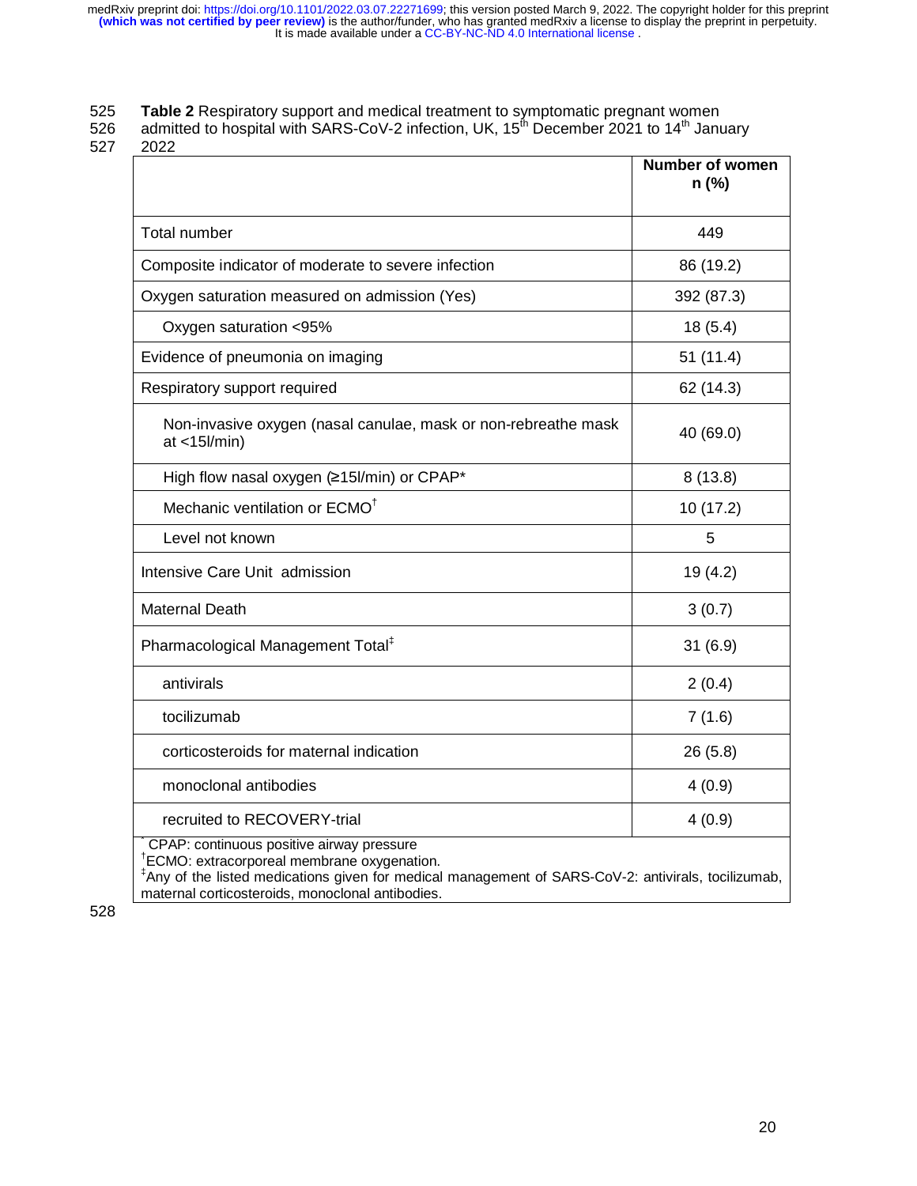**Table 2** Respiratory support and medical treatment to symptomatic pregnant women admitted to hospital with SARS-CoV-2 infection, UK, 15th December 2021 to 14th January 2022

| | Number of women n (%) |
|---|---|
| Total number | 449 |
| Composite indicator of moderate to severe infection | 86 (19.2) |
| Oxygen saturation measured on admission (Yes) | 392 (87.3) |
| Oxygen saturation <95% | 18 (5.4) |
| Evidence of pneumonia on imaging | 51 (11.4) |
| Respiratory support required | 62 (14.3) |
| Non-invasive oxygen (nasal canulae, mask or non-rebreathe mask at <15l/min) | 40 (69.0) |
| High flow nasal oxygen (≥15l/min) or CPAP* | 8 (13.8) |
| Mechanic ventilation or ECMO† | 10 (17.2) |
| Level not known | 5 |
| Intensive Care Unit admission | 19 (4.2) |
| Maternal Death | 3 (0.7) |
| Pharmacological Management Total‡ | 31 (6.9) |
| antivirals | 2 (0.4) |
| tocilizumab | 7 (1.6) |
| corticosteroids for maternal indication | 26 (5.8) |
| monoclonal antibodies | 4 (0.9) |
| recruited to RECOVERY-trial | 4 (0.9) |

* CPAP: continuous positive airway pressure
† ECMO: extracorporeal membrane oxygenation.
‡ Any of the listed medications given for medical management of SARS-CoV-2: antivirals, tocilizumab, maternal corticosteroids, monoclonal antibodies.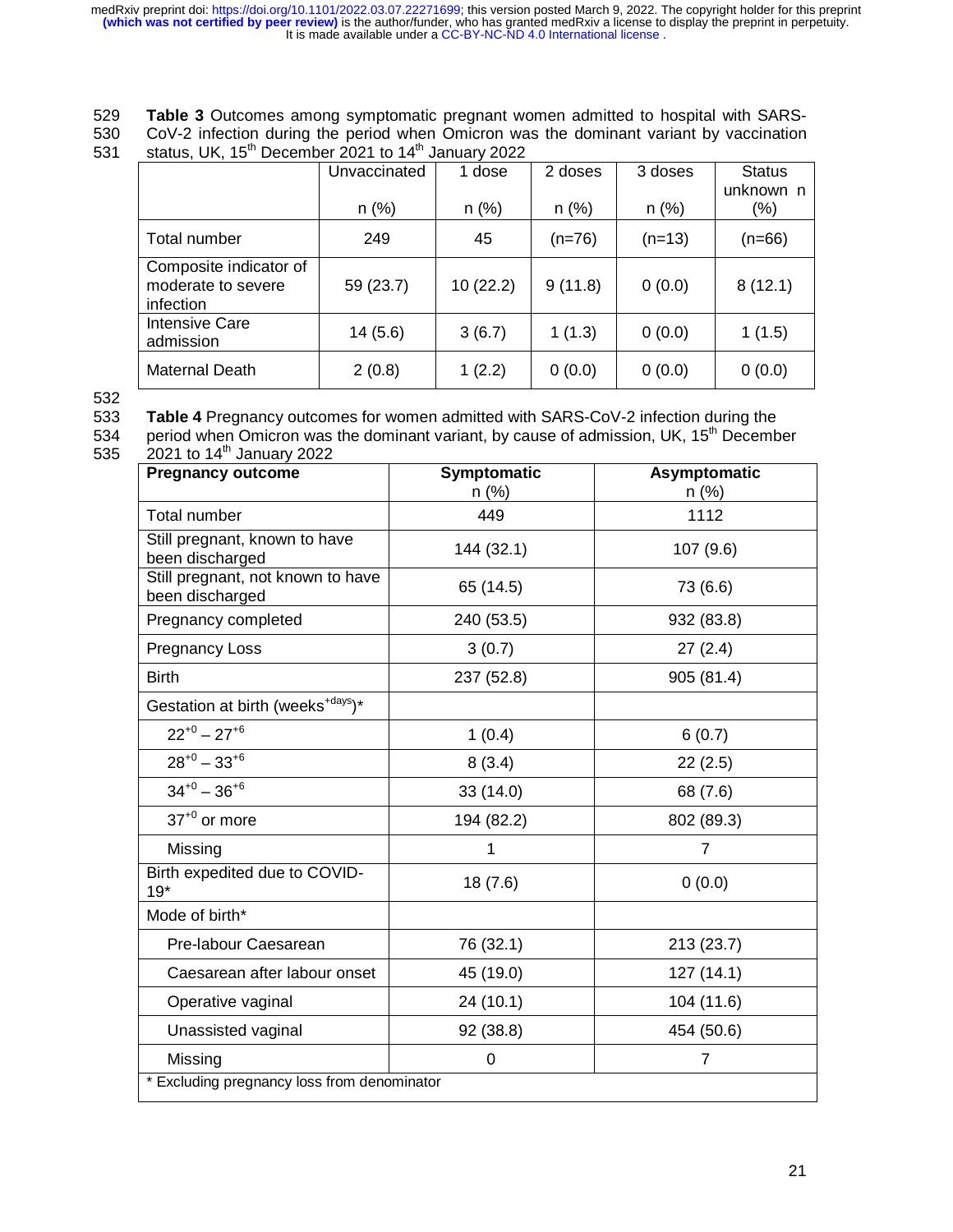**Table 3** Outcomes among symptomatic pregnant women admitted to hospital with SARS-CoV-2 infection during the period when Omicron was the dominant variant by vaccination status, UK, 15th December 2021 to 14th January 2022

| | Unvaccinated n (%) | 1 dose n (%) | 2 doses n (%) | 3 doses n (%) | Status unknown n (%) |
|---|---|---|---|---|---|
| Total number | 249 | 45 | (n=76) | (n=13) | (n=66) |
| Composite indicator of moderate to severe infection | 59 (23.7) | 10 (22.2) | 9 (11.8) | 0 (0.0) | 8 (12.1) |
| Intensive Care admission | 14 (5.6) | 3 (6.7) | 1 (1.3) | 0 (0.0) | 1 (1.5) |
| Maternal Death | 2 (0.8) | 1 (2.2) | 0 (0.0) | 0 (0.0) | 0 (0.0) |

**Table 4** Pregnancy outcomes for women admitted with SARS-CoV-2 infection during the period when Omicron was the dominant variant, by cause of admission, UK, 15th December 2021 to 14th January 2022

| Pregnancy outcome | Symptomatic n (%) | Asymptomatic n (%) |
|---|---|---|
| Total number | 449 | 1112 |
| Still pregnant, known to have been discharged | 144 (32.1) | 107 (9.6) |
| Still pregnant, not known to have been discharged | 65 (14.5) | 73 (6.6) |
| Pregnancy completed | 240 (53.5) | 932 (83.8) |
| Pregnancy Loss | 3 (0.7) | 27 (2.4) |
| Birth | 237 (52.8) | 905 (81.4) |
| Gestation at birth (weeks$^{+days}$)* | | |
| $22^{+0} – 27^{+6}$ | 1 (0.4) | 6 (0.7) |
| $28^{+0} – 33^{+6}$ | 8 (3.4) | 22 (2.5) |
| $34^{+0} – 36^{+6}$ | 33 (14.0) | 68 (7.6) |
| $37^{+0}$ or more | 194 (82.2) | 802 (89.3) |
| Missing | 1 | 7 |
| Birth expedited due to COVID-19* | 18 (7.6) | 0 (0.0) |
| Mode of birth* | | |
| Pre-labour Caesarean | 76 (32.1) | 213 (23.7) |
| Caesarean after labour onset | 45 (19.0) | 127 (14.1) |
| Operative vaginal | 24 (10.1) | 104 (11.6) |
| Unassisted vaginal | 92 (38.8) | 454 (50.6) |
| Missing | 0 | 7 |

* Excluding pregnancy loss from denominator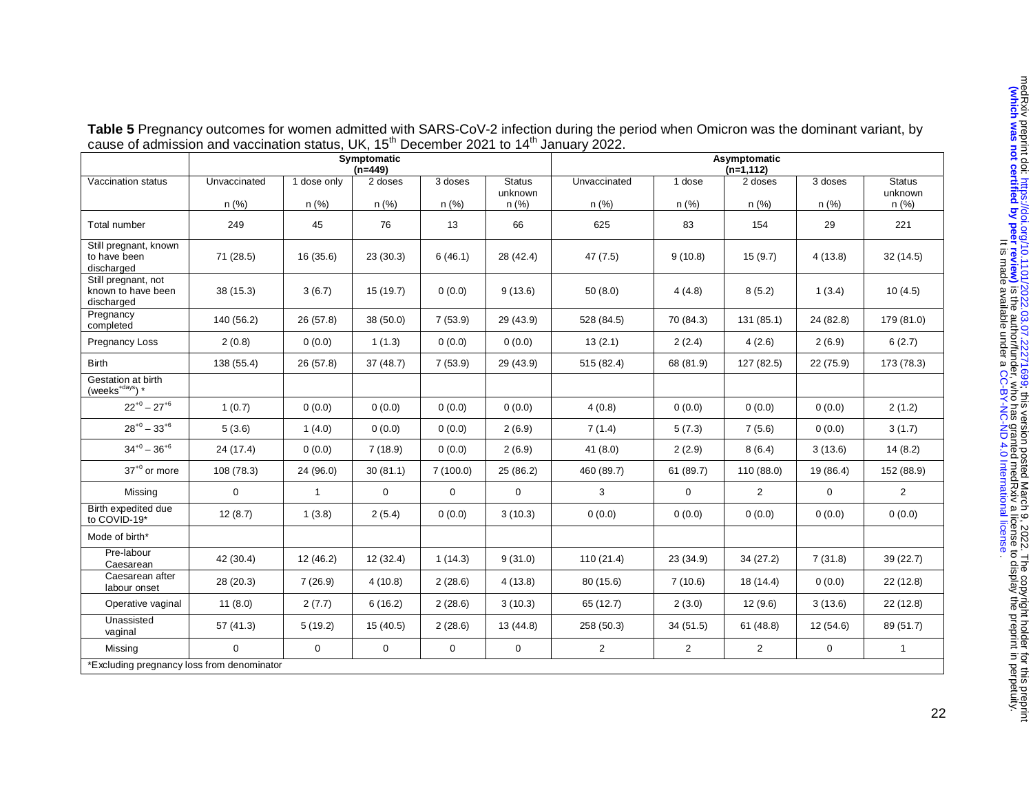**Table 5** Pregnancy outcomes for women admitted with SARS-CoV-2 infection during the period when Omicron was the dominant variant, by cause of admission and vaccination status, UK, 15th December 2021 to 14th January 2022.

| | Symptomatic (n=449) | | | | | Asymptomatic (n=1,112) | | | | |
|---|---|---|---|---|---|---|---|---|---|---|
| Vaccination status | Unvaccinated n (%) | 1 dose only n (%) | 2 doses n (%) | 3 doses n (%) | Status unknown n (%) | Unvaccinated n (%) | 1 dose n (%) | 2 doses n (%) | 3 doses n (%) | Status unknown n (%) |
| Total number | 249 | 45 | 76 | 13 | 66 | 625 | 83 | 154 | 29 | 221 |
| Still pregnant, known to have been discharged | 71 (28.5) | 16 (35.6) | 23 (30.3) | 6 (46.1) | 28 (42.4) | 47 (7.5) | 9 (10.8) | 15 (9.7) | 4 (13.8) | 32 (14.5) |
| Still pregnant, not known to have been discharged | 38 (15.3) | 3 (6.7) | 15 (19.7) | 0 (0.0) | 9 (13.6) | 50 (8.0) | 4 (4.8) | 8 (5.2) | 1 (3.4) | 10 (4.5) |
| Pregnancy completed | 140 (56.2) | 26 (57.8) | 38 (50.0) | 7 (53.9) | 29 (43.9) | 528 (84.5) | 70 (84.3) | 131 (85.1) | 24 (82.8) | 179 (81.0) |
| Pregnancy Loss | 2 (0.8) | 0 (0.0) | 1 (1.3) | 0 (0.0) | 0 (0.0) | 13 (2.1) | 2 (2.4) | 4 (2.6) | 2 (6.9) | 6 (2.7) |
| Birth | 138 (55.4) | 26 (57.8) | 37 (48.7) | 7 (53.9) | 29 (43.9) | 515 (82.4) | 68 (81.9) | 127 (82.5) | 22 (75.9) | 173 (78.3) |
| Gestation at birth (weeks$^{+days}$) * | | | | | | | | | | |
| $22^{+0} – 27^{+6}$ | 1 (0.7) | 0 (0.0) | 0 (0.0) | 0 (0.0) | 0 (0.0) | 4 (0.8) | 0 (0.0) | 0 (0.0) | 0 (0.0) | 2 (1.2) |
| $28^{+0} – 33^{+6}$ | 5 (3.6) | 1 (4.0) | 0 (0.0) | 0 (0.0) | 2 (6.9) | 7 (1.4) | 5 (7.3) | 7 (5.6) | 0 (0.0) | 3 (1.7) |
| $34^{+0} – 36^{+6}$ | 24 (17.4) | 0 (0.0) | 7 (18.9) | 0 (0.0) | 2 (6.9) | 41 (8.0) | 2 (2.9) | 8 (6.4) | 3 (13.6) | 14 (8.2) |
| $37^{+0}$ or more | 108 (78.3) | 24 (96.0) | 30 (81.1) | 7 (100.0) | 25 (86.2) | 460 (89.7) | 61 (89.7) | 110 (88.0) | 19 (86.4) | 152 (88.9) |
| Missing | 0 | 1 | 0 | 0 | 0 | 3 | 0 | 2 | 0 | 2 |
| Birth expedited due to COVID-19* | 12 (8.7) | 1 (3.8) | 2 (5.4) | 0 (0.0) | 3 (10.3) | 0 (0.0) | 0 (0.0) | 0 (0.0) | 0 (0.0) | 0 (0.0) |
| Mode of birth* | | | | | | | | | | |
| Pre-labour Caesarean | 42 (30.4) | 12 (46.2) | 12 (32.4) | 1 (14.3) | 9 (31.0) | 110 (21.4) | 23 (34.9) | 34 (27.2) | 7 (31.8) | 39 (22.7) |
| Caesarean after labour onset | 28 (20.3) | 7 (26.9) | 4 (10.8) | 2 (28.6) | 4 (13.8) | 80 (15.6) | 7 (10.6) | 18 (14.4) | 0 (0.0) | 22 (12.8) |
| Operative vaginal | 11 (8.0) | 2 (7.7) | 6 (16.2) | 2 (28.6) | 3 (10.3) | 65 (12.7) | 2 (3.0) | 12 (9.6) | 3 (13.6) | 22 (12.8) |
| Unassisted vaginal | 57 (41.3) | 5 (19.2) | 15 (40.5) | 2 (28.6) | 13 (44.8) | 258 (50.3) | 34 (51.5) | 61 (48.8) | 12 (54.6) | 89 (51.7) |
| Missing | 0 | 0 | 0 | 0 | 0 | 2 | 2 | 2 | 0 | 1 |

*Excluding pregnancy loss from denominator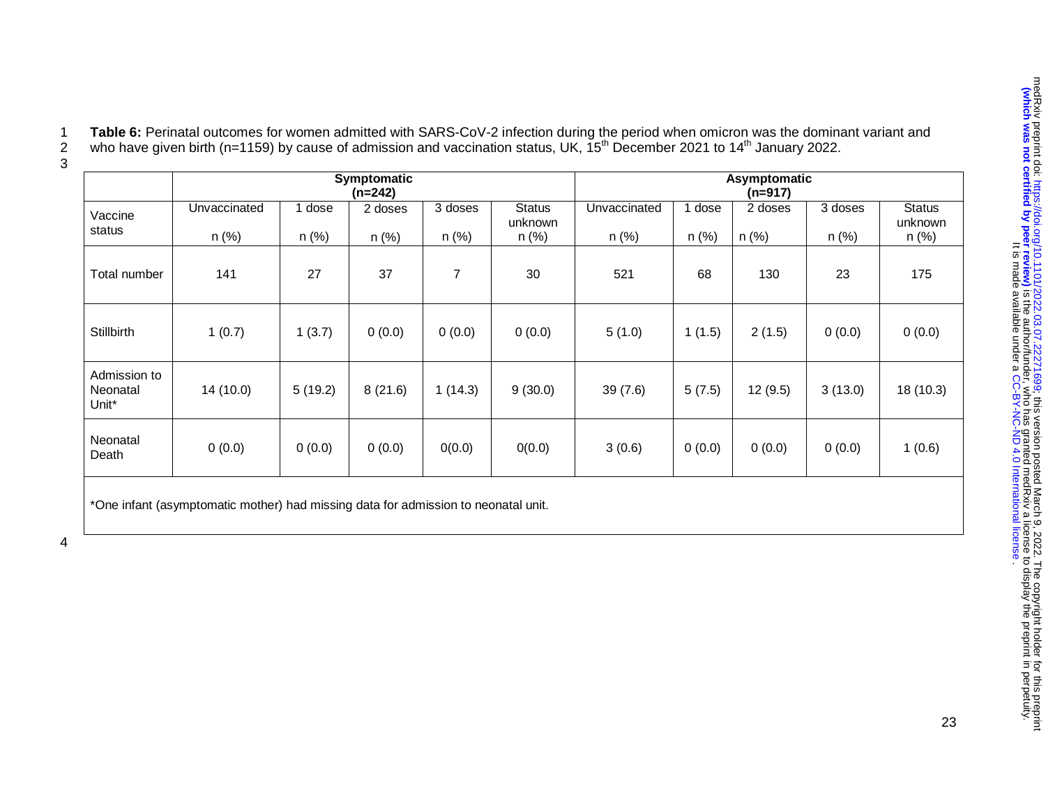**Table 6:** Perinatal outcomes for women admitted with SARS-CoV-2 infection during the period when omicron was the dominant variant and who have given birth (n=1159) by cause of admission and vaccination status, UK, 15th December 2021 to 14th January 2022.

| | Symptomatic (n=242) | | | | | Asymptomatic (n=917) | | | | |
|---|---|---|---|---|---|---|---|---|---|---|
| Vaccine status | Unvaccinated n (%) | 1 dose n (%) | 2 doses n (%) | 3 doses n (%) | Status unknown n (%) | Unvaccinated n (%) | 1 dose n (%) | 2 doses n (%) | 3 doses n (%) | Status unknown n (%) |
| Total number | 141 | 27 | 37 | 7 | 30 | 521 | 68 | 130 | 23 | 175 |
| Stillbirth | 1 (0.7) | 1 (3.7) | 0 (0.0) | 0 (0.0) | 0 (0.0) | 5 (1.0) | 1 (1.5) | 2 (1.5) | 0 (0.0) | 0 (0.0) |
| Admission to Neonatal Unit* | 14 (10.0) | 5 (19.2) | 8 (21.6) | 1 (14.3) | 9 (30.0) | 39 (7.6) | 5 (7.5) | 12 (9.5) | 3 (13.0) | 18 (10.3) |
| Neonatal Death | 0 (0.0) | 0 (0.0) | 0 (0.0) | 0(0.0) | 0(0.0) | 3 (0.6) | 0 (0.0) | 0 (0.0) | 0 (0.0) | 1 (0.6) |

*One infant (asymptomatic mother) had missing data for admission to neonatal unit.